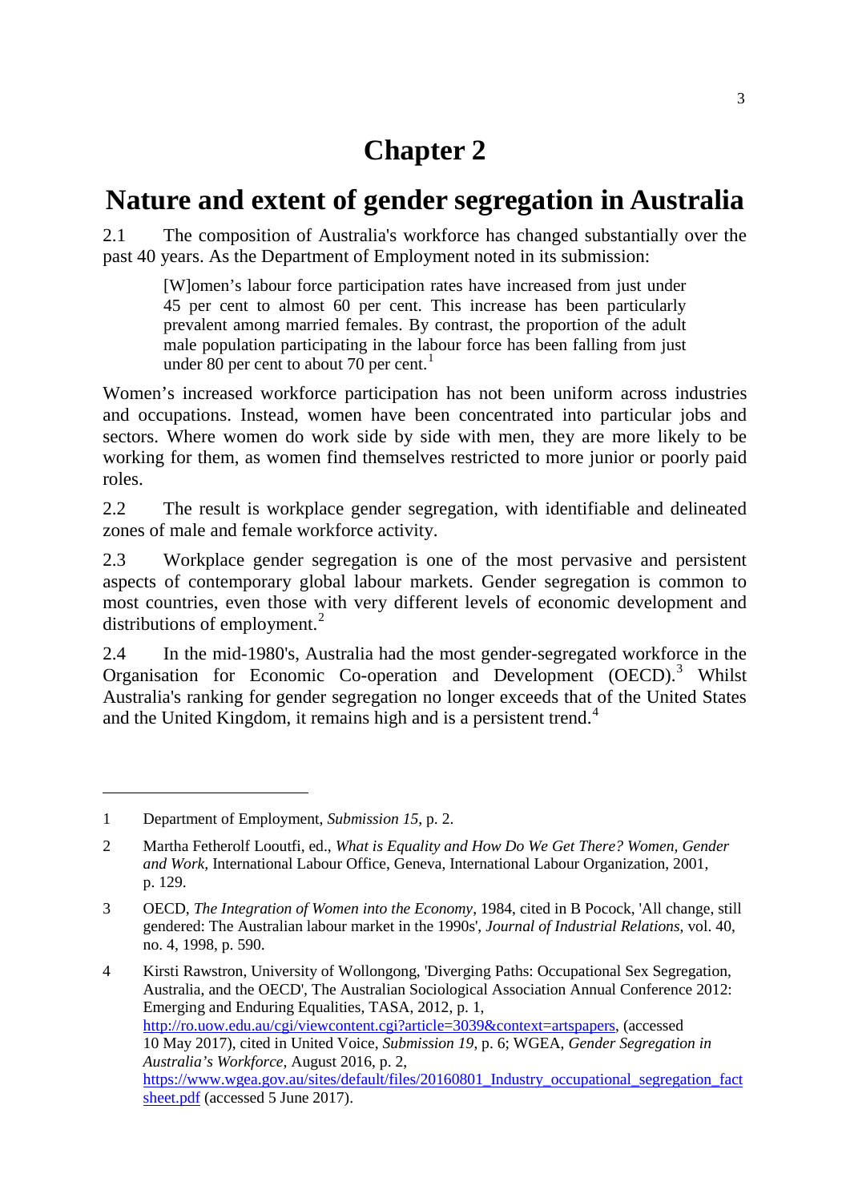# Chapter 2

# Nature and extent of gender segregation in Australia

2.1 The composition of Australia's workforce has changed substantially over the past 40 years. As the Department of Employment noted in its submission:

> [W]omen's labour force participation rates have increased from just under 45 per cent to almost 60 per cent. This increase has been particularly prevalent among married females. By contrast, the proportion of the adult male population participating in the labour force has been falling from just under 80 per cent to about 70 per cent.[1]

Women's increased workforce participation has not been uniform across industries and occupations. Instead, women have been concentrated into particular jobs and sectors. Where women do work side by side with men, they are more likely to be working for them, as women find themselves restricted to more junior or poorly paid roles.

2.2 The result is workplace gender segregation, with identifiable and delineated zones of male and female workforce activity.

2.3 Workplace gender segregation is one of the most pervasive and persistent aspects of contemporary global labour markets. Gender segregation is common to most countries, even those with very different levels of economic development and distributions of employment.[2]

2.4 In the mid-1980's, Australia had the most gender-segregated workforce in the Organisation for Economic Co-operation and Development (OECD).[3] Whilst Australia's ranking for gender segregation no longer exceeds that of the United States and the United Kingdom, it remains high and is a persistent trend.[4]

---

1 Department of Employment, *Submission 15*, p. 2.

2 Martha Fetherolf Looutfi, ed., *What is Equality and How Do We Get There? Women, Gender and Work*, International Labour Office, Geneva, International Labour Organization, 2001, p. 129.

3 OECD, *The Integration of Women into the Economy*, 1984, cited in B Pocock, 'All change, still gendered: The Australian labour market in the 1990s', *Journal of Industrial Relations*, vol. 40, no. 4, 1998, p. 590.

4 Kirsti Rawstron, University of Wollongong, 'Diverging Paths: Occupational Sex Segregation, Australia, and the OECD', The Australian Sociological Association Annual Conference 2012: Emerging and Enduring Equalities, TASA, 2012, p. 1, http://ro.uow.edu.au/cgi/viewcontent.cgi?article=3039&context=artspapers, (accessed 10 May 2017), cited in United Voice, *Submission 19*, p. 6; WGEA, *Gender Segregation in Australia's Workforce*, August 2016, p. 2, https://www.wgea.gov.au/sites/default/files/20160801_Industry_occupational_segregation_factsheet.pdf (accessed 5 June 2017).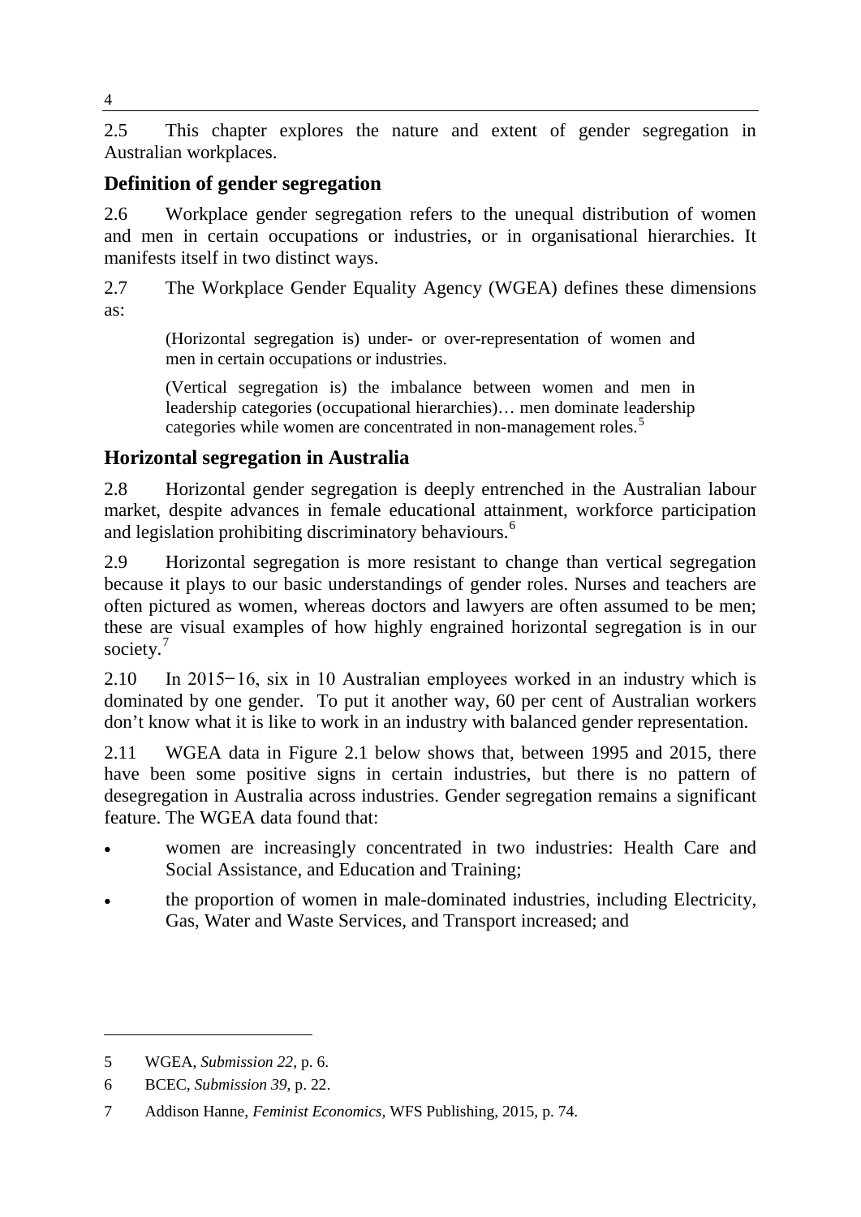2.5 This chapter explores the nature and extent of gender segregation in Australian workplaces.

## Definition of gender segregation

2.6 Workplace gender segregation refers to the unequal distribution of women and men in certain occupations or industries, or in organisational hierarchies. It manifests itself in two distinct ways.

2.7 The Workplace Gender Equality Agency (WGEA) defines these dimensions as:

> (Horizontal segregation is) under- or over-representation of women and men in certain occupations or industries.
>
> (Vertical segregation is) the imbalance between women and men in leadership categories (occupational hierarchies)… men dominate leadership categories while women are concentrated in non-management roles.[5]

## Horizontal segregation in Australia

2.8 Horizontal gender segregation is deeply entrenched in the Australian labour market, despite advances in female educational attainment, workforce participation and legislation prohibiting discriminatory behaviours.[6]

2.9 Horizontal segregation is more resistant to change than vertical segregation because it plays to our basic understandings of gender roles. Nurses and teachers are often pictured as women, whereas doctors and lawyers are often assumed to be men; these are visual examples of how highly engrained horizontal segregation is in our society.[7]

2.10 In 2015–16, six in 10 Australian employees worked in an industry which is dominated by one gender. To put it another way, 60 per cent of Australian workers don't know what it is like to work in an industry with balanced gender representation.

2.11 WGEA data in Figure 2.1 below shows that, between 1995 and 2015, there have been some positive signs in certain industries, but there is no pattern of desegregation in Australia across industries. Gender segregation remains a significant feature. The WGEA data found that:

- women are increasingly concentrated in two industries: Health Care and Social Assistance, and Education and Training;
- the proportion of women in male-dominated industries, including Electricity, Gas, Water and Waste Services, and Transport increased; and

---

5 WGEA, *Submission 22*, p. 6.

6 BCEC, *Submission 39*, p. 22.

7 Addison Hanne, *Feminist Economics*, WFS Publishing, 2015, p. 74.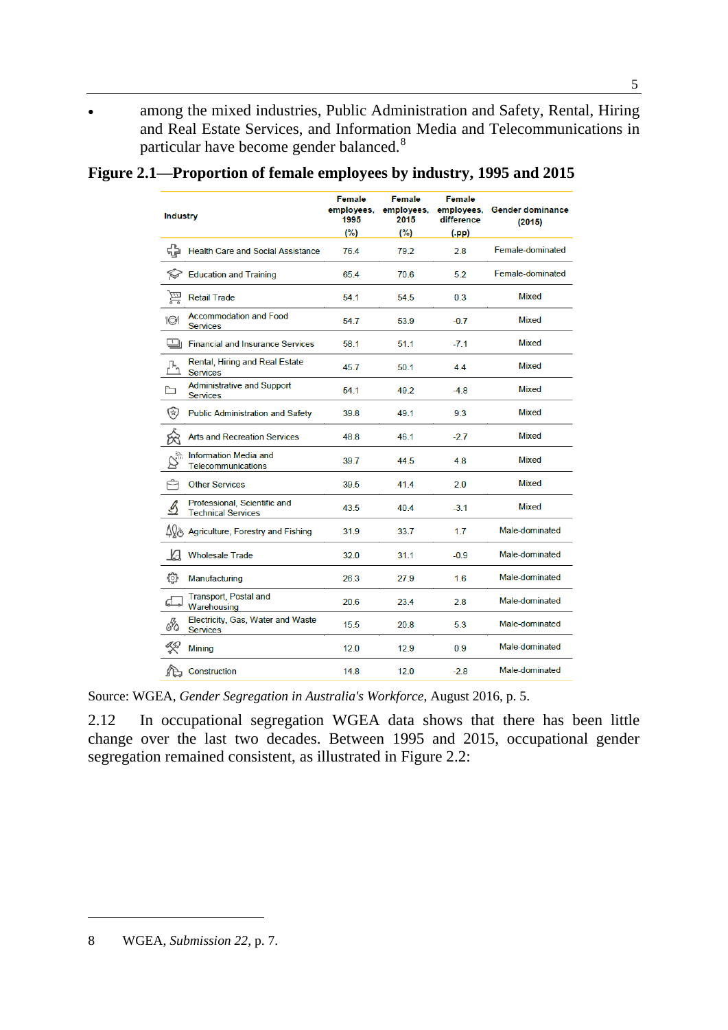- among the mixed industries, Public Administration and Safety, Rental, Hiring and Real Estate Services, and Information Media and Telecommunications in particular have become gender balanced.[8]

**Figure 2.1—Proportion of female employees by industry, 1995 and 2015**

| Industry | Female employees, 1995 (%) | Female employees, 2015 (%) | Female employees, difference (.pp) | Gender dominance (2015) |
|---|---|---|---|---|
| Health Care and Social Assistance | 76.4 | 79.2 | 2.8 | Female-dominated |
| Education and Training | 65.4 | 70.6 | 5.2 | Female-dominated |
| Retail Trade | 54.1 | 54.5 | 0.3 | Mixed |
| Accommodation and Food Services | 54.7 | 53.9 | -0.7 | Mixed |
| Financial and Insurance Services | 58.1 | 51.1 | -7.1 | Mixed |
| Rental, Hiring and Real Estate Services | 45.7 | 50.1 | 4.4 | Mixed |
| Administrative and Support Services | 54.1 | 49.2 | -4.8 | Mixed |
| Public Administration and Safety | 39.8 | 49.1 | 9.3 | Mixed |
| Arts and Recreation Services | 48.8 | 46.1 | -2.7 | Mixed |
| Information Media and Telecommunications | 39.7 | 44.5 | 4.8 | Mixed |
| Other Services | 39.5 | 41.4 | 2.0 | Mixed |
| Professional, Scientific and Technical Services | 43.5 | 40.4 | -3.1 | Mixed |
| Agriculture, Forestry and Fishing | 31.9 | 33.7 | 1.7 | Male-dominated |
| Wholesale Trade | 32.0 | 31.1 | -0.9 | Male-dominated |
| Manufacturing | 26.3 | 27.9 | 1.6 | Male-dominated |
| Transport, Postal and Warehousing | 20.6 | 23.4 | 2.8 | Male-dominated |
| Electricity, Gas, Water and Waste Services | 15.5 | 20.8 | 5.3 | Male-dominated |
| Mining | 12.0 | 12.9 | 0.9 | Male-dominated |
| Construction | 14.8 | 12.0 | -2.8 | Male-dominated |

Source: WGEA, *Gender Segregation in Australia's Workforce*, August 2016, p. 5.

2.12 In occupational segregation WGEA data shows that there has been little change over the last two decades. Between 1995 and 2015, occupational gender segregation remained consistent, as illustrated in Figure 2.2:

---

8 WGEA, *Submission 22*, p. 7.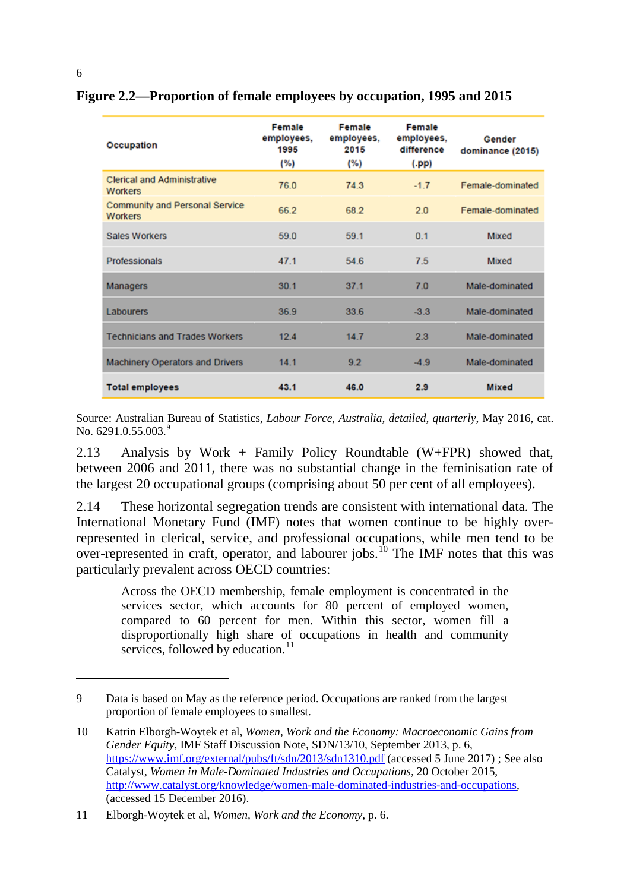**Figure 2.2—Proportion of female employees by occupation, 1995 and 2015**

| Occupation | Female employees, 1995 (%) | Female employees, 2015 (%) | Female employees, difference (.pp) | Gender dominance (2015) |
|---|---|---|---|---|
| Clerical and Administrative Workers | 76.0 | 74.3 | -1.7 | Female-dominated |
| Community and Personal Service Workers | 66.2 | 68.2 | 2.0 | Female-dominated |
| Sales Workers | 59.0 | 59.1 | 0.1 | Mixed |
| Professionals | 47.1 | 54.6 | 7.5 | Mixed |
| Managers | 30.1 | 37.1 | 7.0 | Male-dominated |
| Labourers | 36.9 | 33.6 | -3.3 | Male-dominated |
| Technicians and Trades Workers | 12.4 | 14.7 | 2.3 | Male-dominated |
| Machinery Operators and Drivers | 14.1 | 9.2 | -4.9 | Male-dominated |
| **Total employees** | **43.1** | **46.0** | **2.9** | **Mixed** |

Source: Australian Bureau of Statistics, *Labour Force, Australia, detailed, quarterly*, May 2016, cat. No. 6291.0.55.003.[9]

2.13 Analysis by Work + Family Policy Roundtable (W+FPR) showed that, between 2006 and 2011, there was no substantial change in the feminisation rate of the largest 20 occupational groups (comprising about 50 per cent of all employees).

2.14 These horizontal segregation trends are consistent with international data. The International Monetary Fund (IMF) notes that women continue to be highly over-represented in clerical, service, and professional occupations, while men tend to be over-represented in craft, operator, and labourer jobs.[10] The IMF notes that this was particularly prevalent across OECD countries:

> Across the OECD membership, female employment is concentrated in the services sector, which accounts for 80 percent of employed women, compared to 60 percent for men. Within this sector, women fill a disproportionally high share of occupations in health and community services, followed by education.[11]

---

9 Data is based on May as the reference period. Occupations are ranked from the largest proportion of female employees to smallest.

10 Katrin Elborgh-Woytek et al, *Women, Work and the Economy: Macroeconomic Gains from Gender Equity*, IMF Staff Discussion Note, SDN/13/10, September 2013, p. 6, https://www.imf.org/external/pubs/ft/sdn/2013/sdn1310.pdf (accessed 5 June 2017) ; See also Catalyst, *Women in Male-Dominated Industries and Occupations*, 20 October 2015, http://www.catalyst.org/knowledge/women-male-dominated-industries-and-occupations, (accessed 15 December 2016).

11 Elborgh-Woytek et al, *Women, Work and the Economy*, p. 6.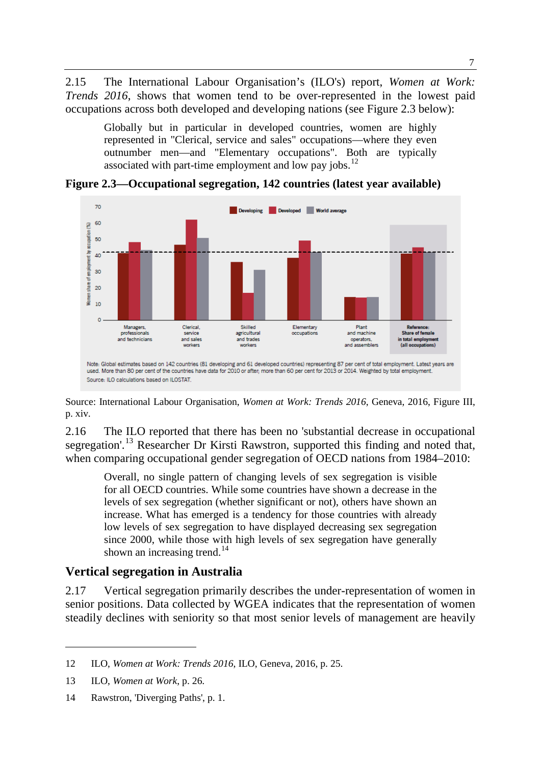2.15 The International Labour Organisation's (ILO's) report, *Women at Work: Trends 2016*, shows that women tend to be over-represented in the lowest paid occupations across both developed and developing nations (see Figure 2.3 below):

> Globally but in particular in developed countries, women are highly represented in "Clerical, service and sales" occupations—where they even outnumber men—and "Elementary occupations". Both are typically associated with part-time employment and low pay jobs.[12]

**Figure 2.3—Occupational segregation, 142 countries (latest year available)**

Note: Global estimates based on 142 countries (81 developing and 61 developed countries) representing 87 per cent of total employment. Latest years are used. More than 80 per cent of the countries have data for 2010 or after; more than 60 per cent for 2013 or 2014. Weighted by total employment.
Source: ILO calculations based on ILOSTAT.

Source: International Labour Organisation, *Women at Work: Trends 2016*, Geneva, 2016, Figure III, p. xiv.

2.16 The ILO reported that there has been no 'substantial decrease in occupational segregation'.[13] Researcher Dr Kirsti Rawstron, supported this finding and noted that, when comparing occupational gender segregation of OECD nations from 1984–2010:

> Overall, no single pattern of changing levels of sex segregation is visible for all OECD countries. While some countries have shown a decrease in the levels of sex segregation (whether significant or not), others have shown an increase. What has emerged is a tendency for those countries with already low levels of sex segregation to have displayed decreasing sex segregation since 2000, while those with high levels of sex segregation have generally shown an increasing trend.[14]

## Vertical segregation in Australia

2.17 Vertical segregation primarily describes the under-representation of women in senior positions. Data collected by WGEA indicates that the representation of women steadily declines with seniority so that most senior levels of management are heavily

---

12 ILO, *Women at Work: Trends 2016*, ILO, Geneva, 2016, p. 25.

13 ILO, *Women at Work*, p. 26.

14 Rawstron, 'Diverging Paths', p. 1.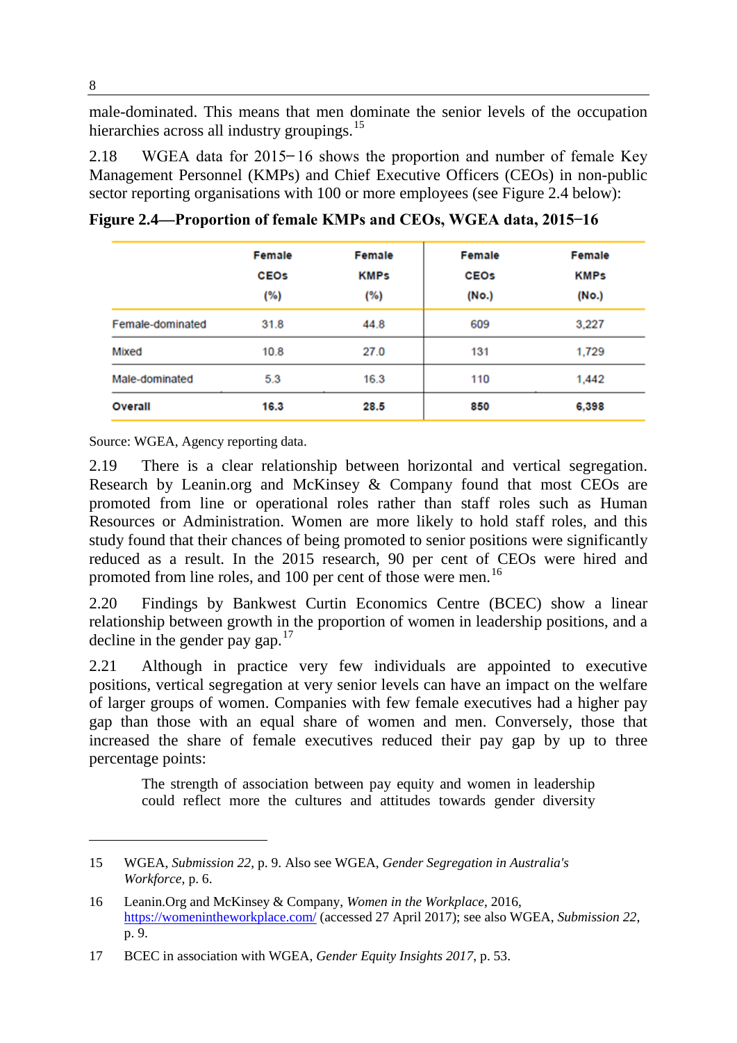male-dominated. This means that men dominate the senior levels of the occupation hierarchies across all industry groupings.[15]

2.18 WGEA data for 2015–16 shows the proportion and number of female Key Management Personnel (KMPs) and Chief Executive Officers (CEOs) in non-public sector reporting organisations with 100 or more employees (see Figure 2.4 below):

**Figure 2.4—Proportion of female KMPs and CEOs, WGEA data, 2015–16**

| | Female CEOs (%) | Female KMPs (%) | Female CEOs (No.) | Female KMPs (No.) |
|---|---|---|---|---|
| Female-dominated | 31.8 | 44.8 | 609 | 3,227 |
| Mixed | 10.8 | 27.0 | 131 | 1,729 |
| Male-dominated | 5.3 | 16.3 | 110 | 1,442 |
| **Overall** | **16.3** | **28.5** | **850** | **6,398** |

Source: WGEA, Agency reporting data.

2.19 There is a clear relationship between horizontal and vertical segregation. Research by Leanin.org and McKinsey & Company found that most CEOs are promoted from line or operational roles rather than staff roles such as Human Resources or Administration. Women are more likely to hold staff roles, and this study found that their chances of being promoted to senior positions were significantly reduced as a result. In the 2015 research, 90 per cent of CEOs were hired and promoted from line roles, and 100 per cent of those were men.[16]

2.20 Findings by Bankwest Curtin Economics Centre (BCEC) show a linear relationship between growth in the proportion of women in leadership positions, and a decline in the gender pay gap.[17]

2.21 Although in practice very few individuals are appointed to executive positions, vertical segregation at very senior levels can have an impact on the welfare of larger groups of women. Companies with few female executives had a higher pay gap than those with an equal share of women and men. Conversely, those that increased the share of female executives reduced their pay gap by up to three percentage points:

> The strength of association between pay equity and women in leadership could reflect more the cultures and attitudes towards gender diversity

---

15 WGEA, *Submission 22*, p. 9. Also see WGEA, *Gender Segregation in Australia's Workforce*, p. 6.

16 Leanin.Org and McKinsey & Company, *Women in the Workplace*, 2016, https://womenintheworkplace.com/ (accessed 27 April 2017); see also WGEA, *Submission 22*, p. 9.

17 BCEC in association with WGEA, *Gender Equity Insights 2017*, p. 53.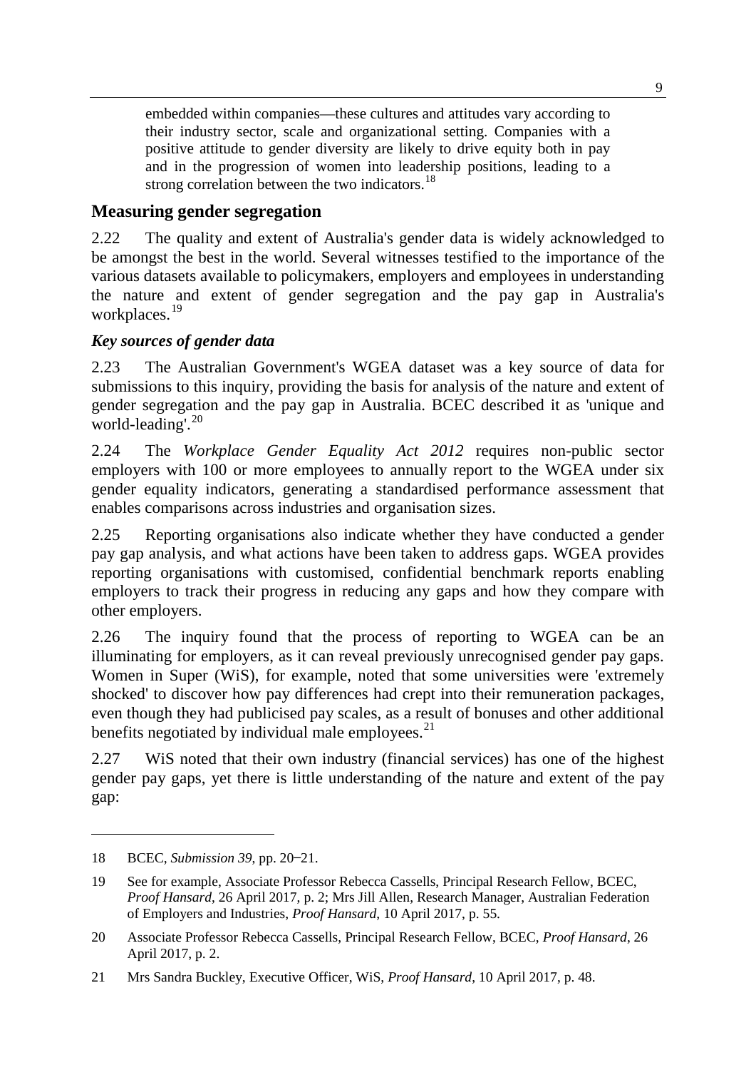embedded within companies—these cultures and attitudes vary according to their industry sector, scale and organizational setting. Companies with a positive attitude to gender diversity are likely to drive equity both in pay and in the progression of women into leadership positions, leading to a strong correlation between the two indicators.[18]

## Measuring gender segregation

2.22 The quality and extent of Australia's gender data is widely acknowledged to be amongst the best in the world. Several witnesses testified to the importance of the various datasets available to policymakers, employers and employees in understanding the nature and extent of gender segregation and the pay gap in Australia's workplaces.[19]

### *Key sources of gender data*

2.23 The Australian Government's WGEA dataset was a key source of data for submissions to this inquiry, providing the basis for analysis of the nature and extent of gender segregation and the pay gap in Australia. BCEC described it as 'unique and world-leading'.[20]

2.24 The *Workplace Gender Equality Act 2012* requires non-public sector employers with 100 or more employees to annually report to the WGEA under six gender equality indicators, generating a standardised performance assessment that enables comparisons across industries and organisation sizes.

2.25 Reporting organisations also indicate whether they have conducted a gender pay gap analysis, and what actions have been taken to address gaps. WGEA provides reporting organisations with customised, confidential benchmark reports enabling employers to track their progress in reducing any gaps and how they compare with other employers.

2.26 The inquiry found that the process of reporting to WGEA can be an illuminating for employers, as it can reveal previously unrecognised gender pay gaps. Women in Super (WiS), for example, noted that some universities were 'extremely shocked' to discover how pay differences had crept into their remuneration packages, even though they had publicised pay scales, as a result of bonuses and other additional benefits negotiated by individual male employees.[21]

2.27 WiS noted that their own industry (financial services) has one of the highest gender pay gaps, yet there is little understanding of the nature and extent of the pay gap:

---

18 BCEC, *Submission 39*, pp. 20–21.

19 See for example, Associate Professor Rebecca Cassells, Principal Research Fellow, BCEC, *Proof Hansard*, 26 April 2017, p. 2; Mrs Jill Allen, Research Manager, Australian Federation of Employers and Industries, *Proof Hansard*, 10 April 2017, p. 55.

20 Associate Professor Rebecca Cassells, Principal Research Fellow, BCEC, *Proof Hansard*, 26 April 2017, p. 2.

21 Mrs Sandra Buckley, Executive Officer, WiS, *Proof Hansard*, 10 April 2017, p. 48.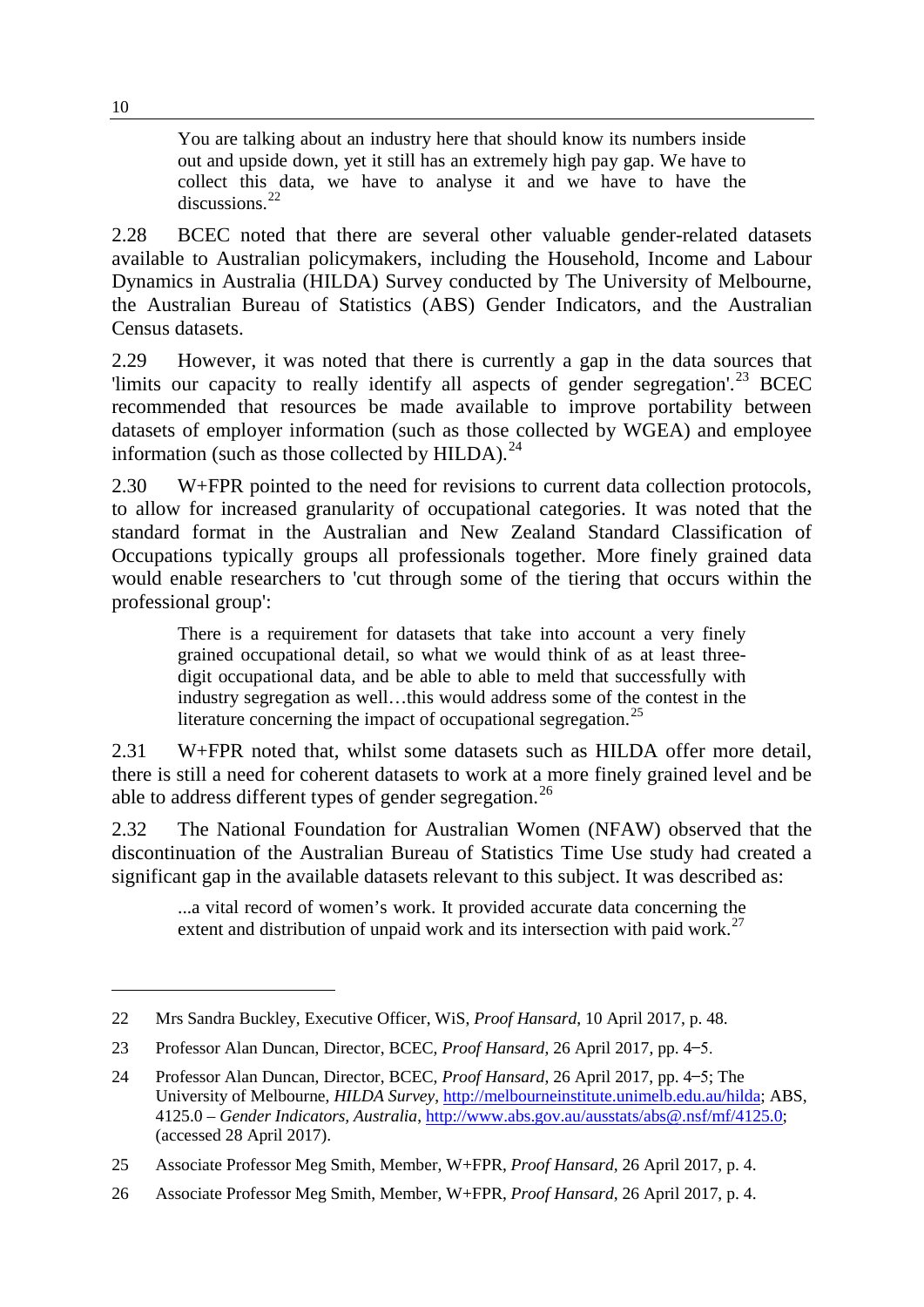> You are talking about an industry here that should know its numbers inside out and upside down, yet it still has an extremely high pay gap. We have to collect this data, we have to analyse it and we have to have the discussions.[22]

2.28 BCEC noted that there are several other valuable gender-related datasets available to Australian policymakers, including the Household, Income and Labour Dynamics in Australia (HILDA) Survey conducted by The University of Melbourne, the Australian Bureau of Statistics (ABS) Gender Indicators, and the Australian Census datasets.

2.29 However, it was noted that there is currently a gap in the data sources that 'limits our capacity to really identify all aspects of gender segregation'.[23] BCEC recommended that resources be made available to improve portability between datasets of employer information (such as those collected by WGEA) and employee information (such as those collected by HILDA).[24]

2.30 W+FPR pointed to the need for revisions to current data collection protocols, to allow for increased granularity of occupational categories. It was noted that the standard format in the Australian and New Zealand Standard Classification of Occupations typically groups all professionals together. More finely grained data would enable researchers to 'cut through some of the tiering that occurs within the professional group':

> There is a requirement for datasets that take into account a very finely grained occupational detail, so what we would think of as at least three-digit occupational data, and be able to able to meld that successfully with industry segregation as well…this would address some of the contest in the literature concerning the impact of occupational segregation.[25]

2.31 W+FPR noted that, whilst some datasets such as HILDA offer more detail, there is still a need for coherent datasets to work at a more finely grained level and be able to address different types of gender segregation.[26]

2.32 The National Foundation for Australian Women (NFAW) observed that the discontinuation of the Australian Bureau of Statistics Time Use study had created a significant gap in the available datasets relevant to this subject. It was described as:

> ...a vital record of women's work. It provided accurate data concerning the extent and distribution of unpaid work and its intersection with paid work.[27]

---

22 Mrs Sandra Buckley, Executive Officer, WiS, *Proof Hansard*, 10 April 2017, p. 48.

23 Professor Alan Duncan, Director, BCEC, *Proof Hansard*, 26 April 2017, pp. 4–5.

24 Professor Alan Duncan, Director, BCEC, *Proof Hansard*, 26 April 2017, pp. 4–5; The University of Melbourne, *HILDA Survey*, http://melbourneinstitute.unimelb.edu.au/hilda; ABS, 4125.0 – *Gender Indicators, Australia*, http://www.abs.gov.au/ausstats/abs@.nsf/mf/4125.0; (accessed 28 April 2017).

25 Associate Professor Meg Smith, Member, W+FPR, *Proof Hansard*, 26 April 2017, p. 4.

26 Associate Professor Meg Smith, Member, W+FPR, *Proof Hansard*, 26 April 2017, p. 4.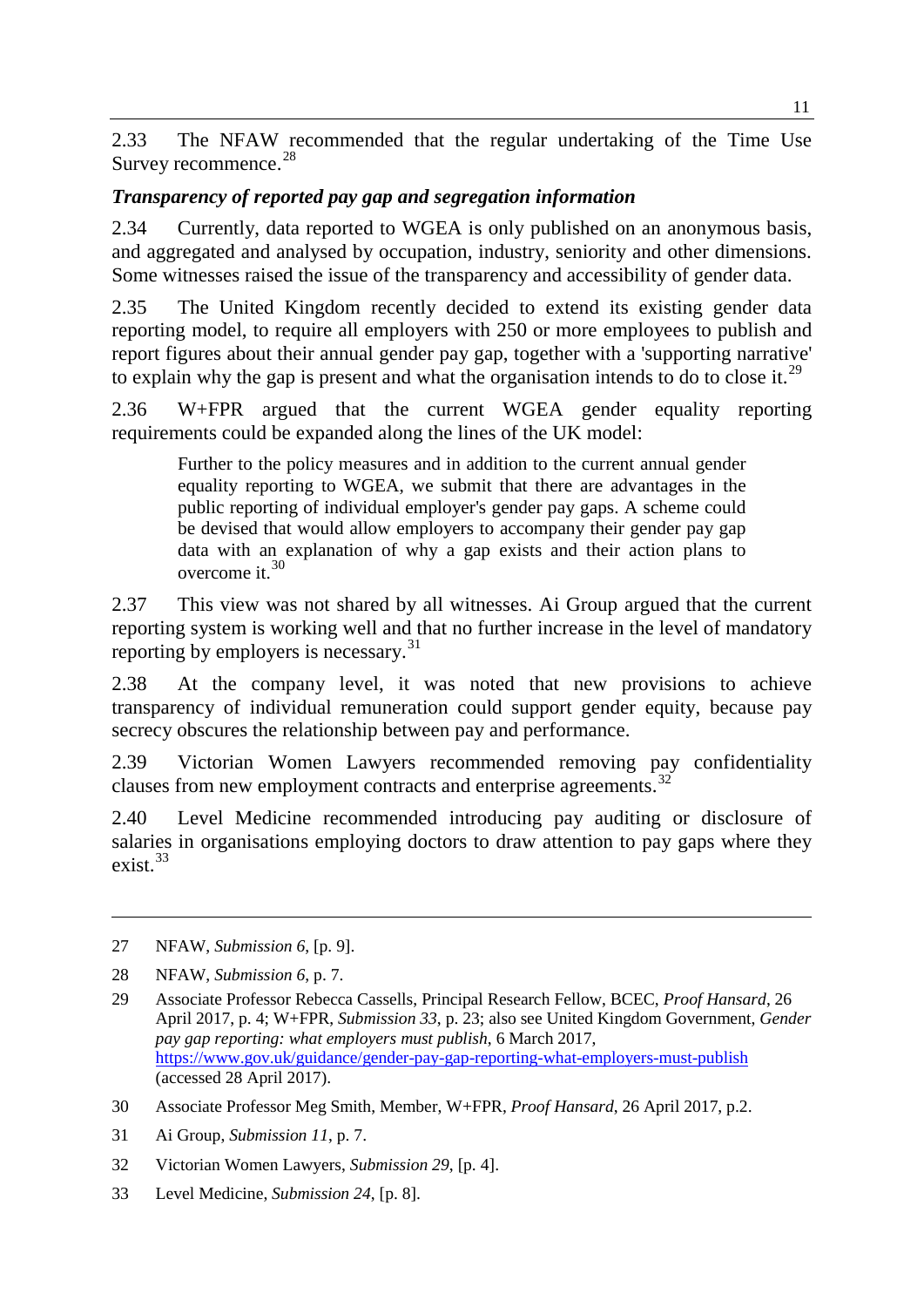2.33 The NFAW recommended that the regular undertaking of the Time Use Survey recommence.[28]

### *Transparency of reported pay gap and segregation information*

2.34 Currently, data reported to WGEA is only published on an anonymous basis, and aggregated and analysed by occupation, industry, seniority and other dimensions. Some witnesses raised the issue of the transparency and accessibility of gender data.

2.35 The United Kingdom recently decided to extend its existing gender data reporting model, to require all employers with 250 or more employees to publish and report figures about their annual gender pay gap, together with a 'supporting narrative' to explain why the gap is present and what the organisation intends to do to close it.[29]

2.36 W+FPR argued that the current WGEA gender equality reporting requirements could be expanded along the lines of the UK model:

> Further to the policy measures and in addition to the current annual gender equality reporting to WGEA, we submit that there are advantages in the public reporting of individual employer's gender pay gaps. A scheme could be devised that would allow employers to accompany their gender pay gap data with an explanation of why a gap exists and their action plans to overcome it.[30]

2.37 This view was not shared by all witnesses. Ai Group argued that the current reporting system is working well and that no further increase in the level of mandatory reporting by employers is necessary.[31]

2.38 At the company level, it was noted that new provisions to achieve transparency of individual remuneration could support gender equity, because pay secrecy obscures the relationship between pay and performance.

2.39 Victorian Women Lawyers recommended removing pay confidentiality clauses from new employment contracts and enterprise agreements.[32]

2.40 Level Medicine recommended introducing pay auditing or disclosure of salaries in organisations employing doctors to draw attention to pay gaps where they exist.[33]

---

27 NFAW, *Submission 6*, [p. 9].

28 NFAW, *Submission 6*, p. 7.

29 Associate Professor Rebecca Cassells, Principal Research Fellow, BCEC, *Proof Hansard*, 26 April 2017, p. 4; W+FPR, *Submission 33*, p. 23; also see United Kingdom Government, *Gender pay gap reporting: what employers must publish*, 6 March 2017, https://www.gov.uk/guidance/gender-pay-gap-reporting-what-employers-must-publish (accessed 28 April 2017).

30 Associate Professor Meg Smith, Member, W+FPR, *Proof Hansard*, 26 April 2017, p.2.

31 Ai Group, *Submission 11*, p. 7.

32 Victorian Women Lawyers, *Submission 29*, [p. 4].

33 Level Medicine, *Submission 24*, [p. 8].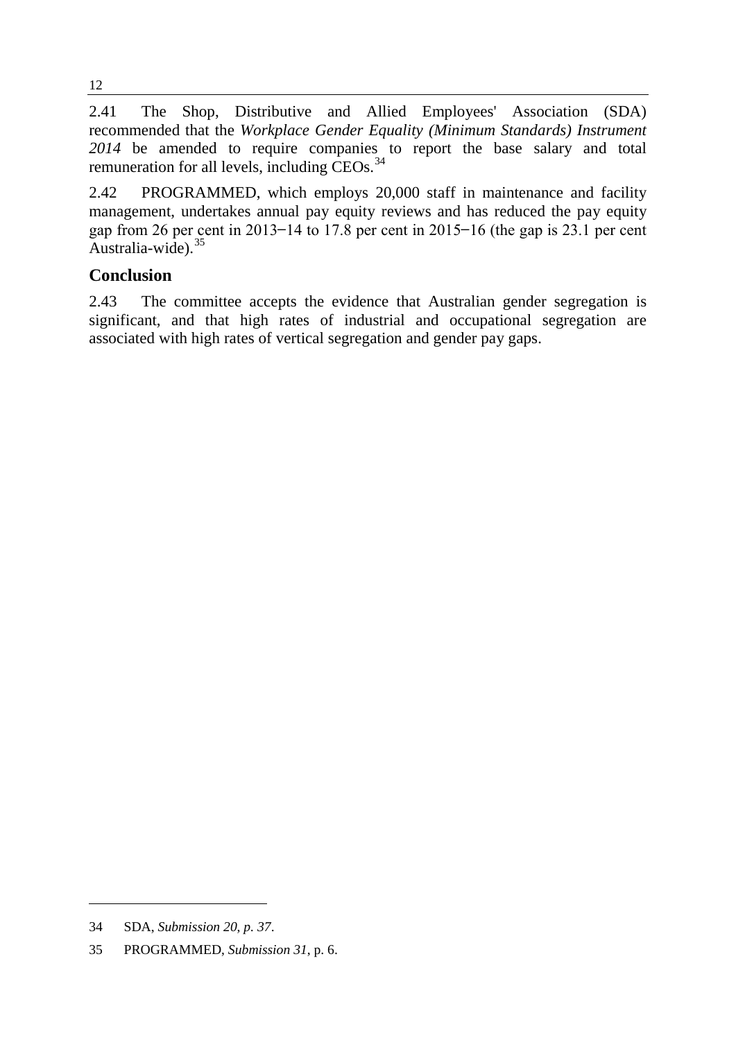2.41 The Shop, Distributive and Allied Employees' Association (SDA) recommended that the *Workplace Gender Equality (Minimum Standards) Instrument 2014* be amended to require companies to report the base salary and total remuneration for all levels, including CEOs.[34]

2.42 PROGRAMMED, which employs 20,000 staff in maintenance and facility management, undertakes annual pay equity reviews and has reduced the pay equity gap from 26 per cent in 2013–14 to 17.8 per cent in 2015–16 (the gap is 23.1 per cent Australia-wide).[35]

## Conclusion

2.43 The committee accepts the evidence that Australian gender segregation is significant, and that high rates of industrial and occupational segregation are associated with high rates of vertical segregation and gender pay gaps.

---

34 SDA, *Submission 20, p. 37*.

35 PROGRAMMED, *Submission 31*, p. 6.